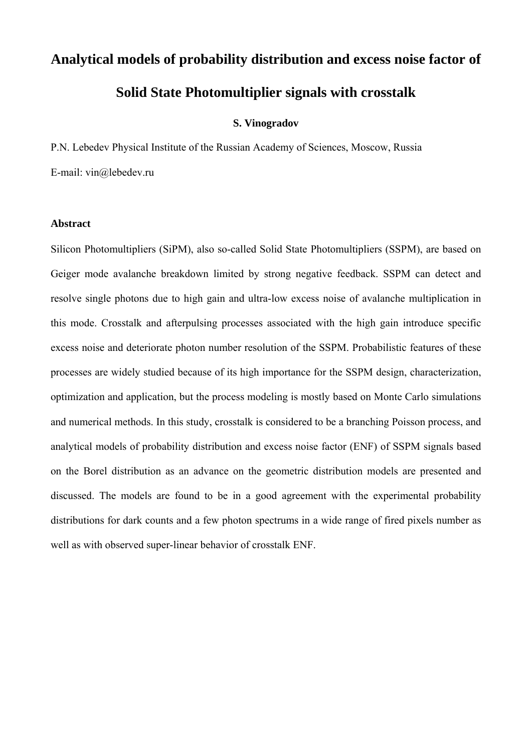# Analytical models of probability distribution and excess noise factor of Solid State Photomultiplier signals with crosstalk

**S. Vinogradov**

P.N. Lebedev Physical Institute of the Russian Academy of Sciences, Moscow, Russia

E-mail: vin@lebedev.ru

**Abstract**

Silicon Photomultipliers (SiPM), also so-called Solid State Photomultipliers (SSPM), are based on Geiger mode avalanche breakdown limited by strong negative feedback. SSPM can detect and resolve single photons due to high gain and ultra-low excess noise of avalanche multiplication in this mode. Crosstalk and afterpulsing processes associated with the high gain introduce specific excess noise and deteriorate photon number resolution of the SSPM. Probabilistic features of these processes are widely studied because of its high importance for the SSPM design, characterization, optimization and application, but the process modeling is mostly based on Monte Carlo simulations and numerical methods. In this study, crosstalk is considered to be a branching Poisson process, and analytical models of probability distribution and excess noise factor (ENF) of SSPM signals based on the Borel distribution as an advance on the geometric distribution models are presented and discussed. The models are found to be in a good agreement with the experimental probability distributions for dark counts and a few photon spectrums in a wide range of fired pixels number as well as with observed super-linear behavior of crosstalk ENF.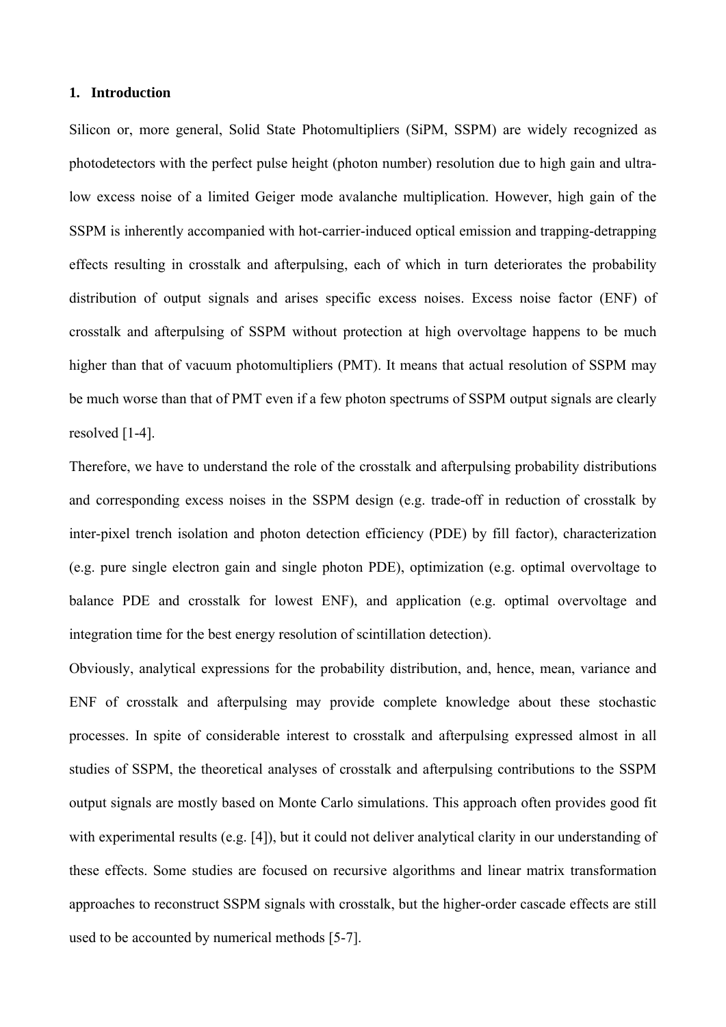## 1. Introduction

Silicon or, more general, Solid State Photomultipliers (SiPM, SSPM) are widely recognized as photodetectors with the perfect pulse height (photon number) resolution due to high gain and ultra-low excess noise of a limited Geiger mode avalanche multiplication. However, high gain of the SSPM is inherently accompanied with hot-carrier-induced optical emission and trapping-detrapping effects resulting in crosstalk and afterpulsing, each of which in turn deteriorates the probability distribution of output signals and arises specific excess noises. Excess noise factor (ENF) of crosstalk and afterpulsing of SSPM without protection at high overvoltage happens to be much higher than that of vacuum photomultipliers (PMT). It means that actual resolution of SSPM may be much worse than that of PMT even if a few photon spectrums of SSPM output signals are clearly resolved [1-4].

Therefore, we have to understand the role of the crosstalk and afterpulsing probability distributions and corresponding excess noises in the SSPM design (e.g. trade-off in reduction of crosstalk by inter-pixel trench isolation and photon detection efficiency (PDE) by fill factor), characterization (e.g. pure single electron gain and single photon PDE), optimization (e.g. optimal overvoltage to balance PDE and crosstalk for lowest ENF), and application (e.g. optimal overvoltage and integration time for the best energy resolution of scintillation detection).

Obviously, analytical expressions for the probability distribution, and, hence, mean, variance and ENF of crosstalk and afterpulsing may provide complete knowledge about these stochastic processes. In spite of considerable interest to crosstalk and afterpulsing expressed almost in all studies of SSPM, the theoretical analyses of crosstalk and afterpulsing contributions to the SSPM output signals are mostly based on Monte Carlo simulations. This approach often provides good fit with experimental results (e.g. [4]), but it could not deliver analytical clarity in our understanding of these effects. Some studies are focused on recursive algorithms and linear matrix transformation approaches to reconstruct SSPM signals with crosstalk, but the higher-order cascade effects are still used to be accounted by numerical methods [5-7].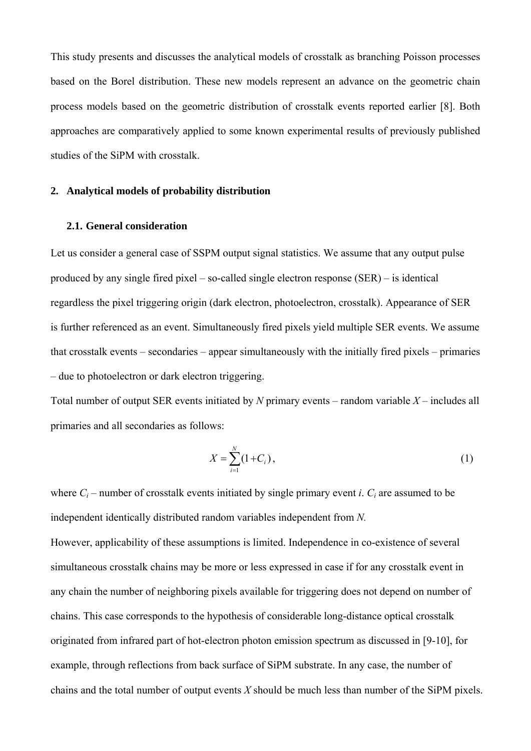This study presents and discusses the analytical models of crosstalk as branching Poisson processes based on the Borel distribution. These new models represent an advance on the geometric chain process models based on the geometric distribution of crosstalk events reported earlier [8]. Both approaches are comparatively applied to some known experimental results of previously published studies of the SiPM with crosstalk.

## 2. Analytical models of probability distribution

### 2.1. General consideration

Let us consider a general case of SSPM output signal statistics. We assume that any output pulse produced by any single fired pixel – so-called single electron response (SER) – is identical regardless the pixel triggering origin (dark electron, photoelectron, crosstalk). Appearance of SER is further referenced as an event. Simultaneously fired pixels yield multiple SER events. We assume that crosstalk events – secondaries – appear simultaneously with the initially fired pixels – primaries – due to photoelectron or dark electron triggering.

Total number of output SER events initiated by $N$ primary events – random variable $X$ – includes all primaries and all secondaries as follows:

$$X = \sum_{i=1}^{N} (1 + C_i)\,, \tag{1}$$

where $C_i$ – number of crosstalk events initiated by single primary event $i$. $C_i$ are assumed to be independent identically distributed random variables independent from $N$.

However, applicability of these assumptions is limited. Independence in co-existence of several simultaneous crosstalk chains may be more or less expressed in case if for any crosstalk event in any chain the number of neighboring pixels available for triggering does not depend on number of chains. This case corresponds to the hypothesis of considerable long-distance optical crosstalk originated from infrared part of hot-electron photon emission spectrum as discussed in [9-10], for example, through reflections from back surface of SiPM substrate. In any case, the number of chains and the total number of output events $X$ should be much less than number of the SiPM pixels.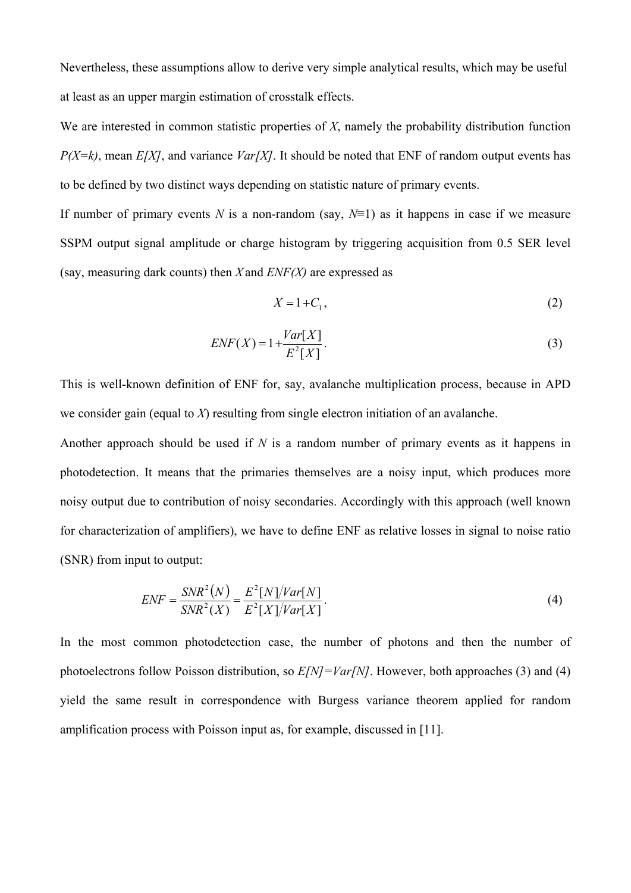Nevertheless, these assumptions allow to derive very simple analytical results, which may be useful at least as an upper margin estimation of crosstalk effects.

We are interested in common statistic properties of $X$, namely the probability distribution function $P(X=k)$, mean $E[X]$, and variance $Var[X]$. It should be noted that ENF of random output events has to be defined by two distinct ways depending on statistic nature of primary events.

If number of primary events $N$ is a non-random (say, $N\equiv 1$) as it happens in case if we measure SSPM output signal amplitude or charge histogram by triggering acquisition from 0.5 SER level (say, measuring dark counts) then $X$ and $ENF(X)$ are expressed as

$$X = 1 + C_1, \tag{2}$$

$$ENF(X) = 1 + \frac{Var[X]}{E^2[X]}. \tag{3}$$

This is well-known definition of ENF for, say, avalanche multiplication process, because in APD we consider gain (equal to $X$) resulting from single electron initiation of an avalanche.

Another approach should be used if $N$ is a random number of primary events as it happens in photodetection. It means that the primaries themselves are a noisy input, which produces more noisy output due to contribution of noisy secondaries. Accordingly with this approach (well known for characterization of amplifiers), we have to define ENF as relative losses in signal to noise ratio (SNR) from input to output:

$$ENF = \frac{SNR^2(N)}{SNR^2(X)} = \frac{E^2[N]/Var[N]}{E^2[X]/Var[X]}. \tag{4}$$

In the most common photodetection case, the number of photons and then the number of photoelectrons follow Poisson distribution, so $E[N]=Var[N]$. However, both approaches (3) and (4) yield the same result in correspondence with Burgess variance theorem applied for random amplification process with Poisson input as, for example, discussed in [11].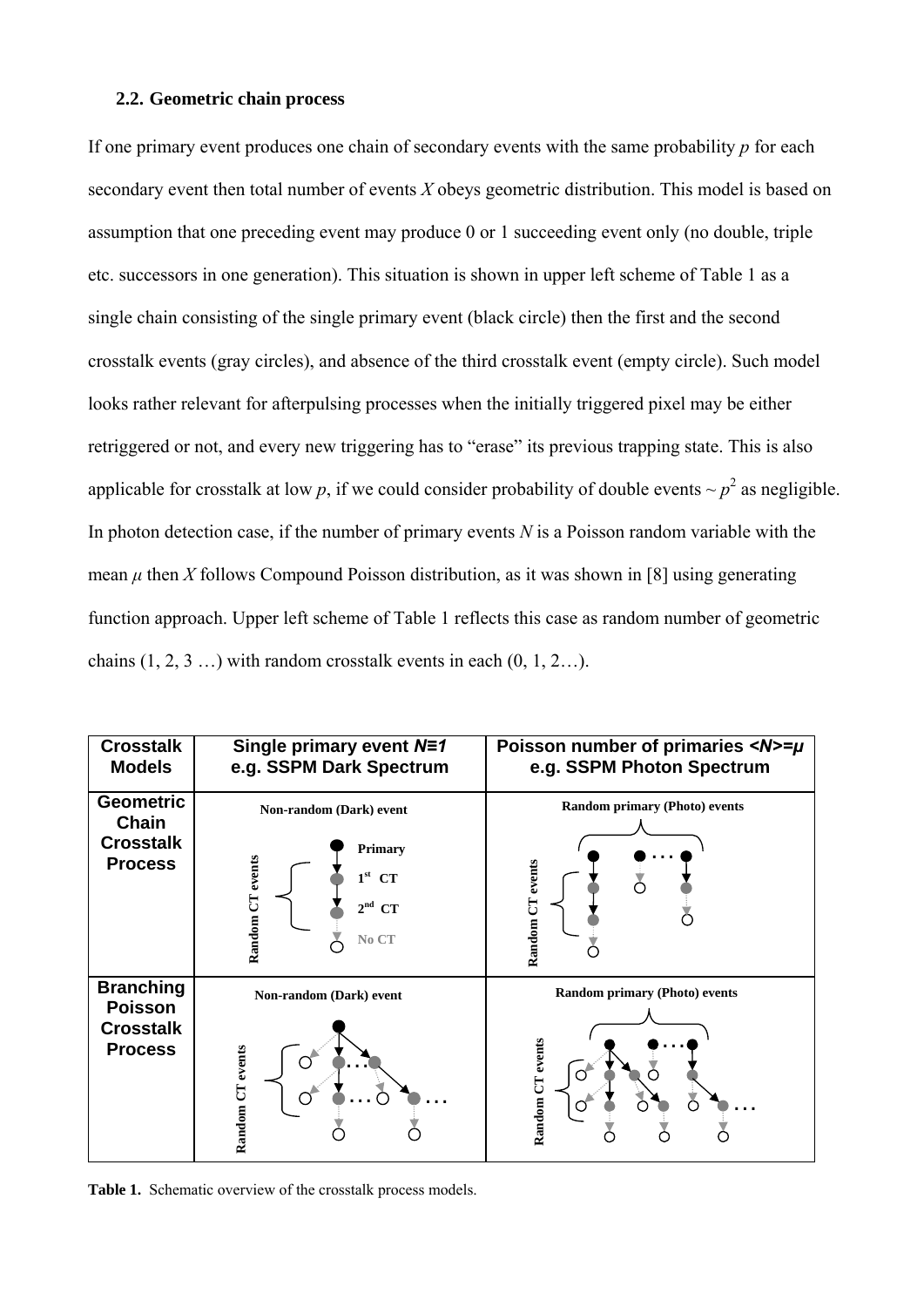### 2.2. Geometric chain process

If one primary event produces one chain of secondary events with the same probability $p$ for each secondary event then total number of events $X$ obeys geometric distribution. This model is based on assumption that one preceding event may produce 0 or 1 succeeding event only (no double, triple etc. successors in one generation). This situation is shown in upper left scheme of Table 1 as a single chain consisting of the single primary event (black circle) then the first and the second crosstalk events (gray circles), and absence of the third crosstalk event (empty circle). Such model looks rather relevant for afterpulsing processes when the initially triggered pixel may be either retriggered or not, and every new triggering has to "erase" its previous trapping state. This is also applicable for crosstalk at low $p$, if we could consider probability of double events $\sim p^2$ as negligible. In photon detection case, if the number of primary events $N$ is a Poisson random variable with the mean $\mu$ then $X$ follows Compound Poisson distribution, as it was shown in [8] using generating function approach. Upper left scheme of Table 1 reflects this case as random number of geometric chains (1, 2, 3 …) with random crosstalk events in each (0, 1, 2…).

| Crosstalk Models | Single primary event $N \equiv 1$ e.g. SSPM Dark Spectrum | Poisson number of primaries $\langle N \rangle = \mu$ e.g. SSPM Photon Spectrum |
| --- | --- | --- |
| Geometric Chain Crosstalk Process | Non-random (Dark) event; Primary; 1st CT; 2nd CT; No CT; Random CT events | Random primary (Photo) events; Random CT events |
| Branching Poisson Crosstalk Process | Non-random (Dark) event; Random CT events | Random primary (Photo) events; Random CT events |

**Table 1.** Schematic overview of the crosstalk process models.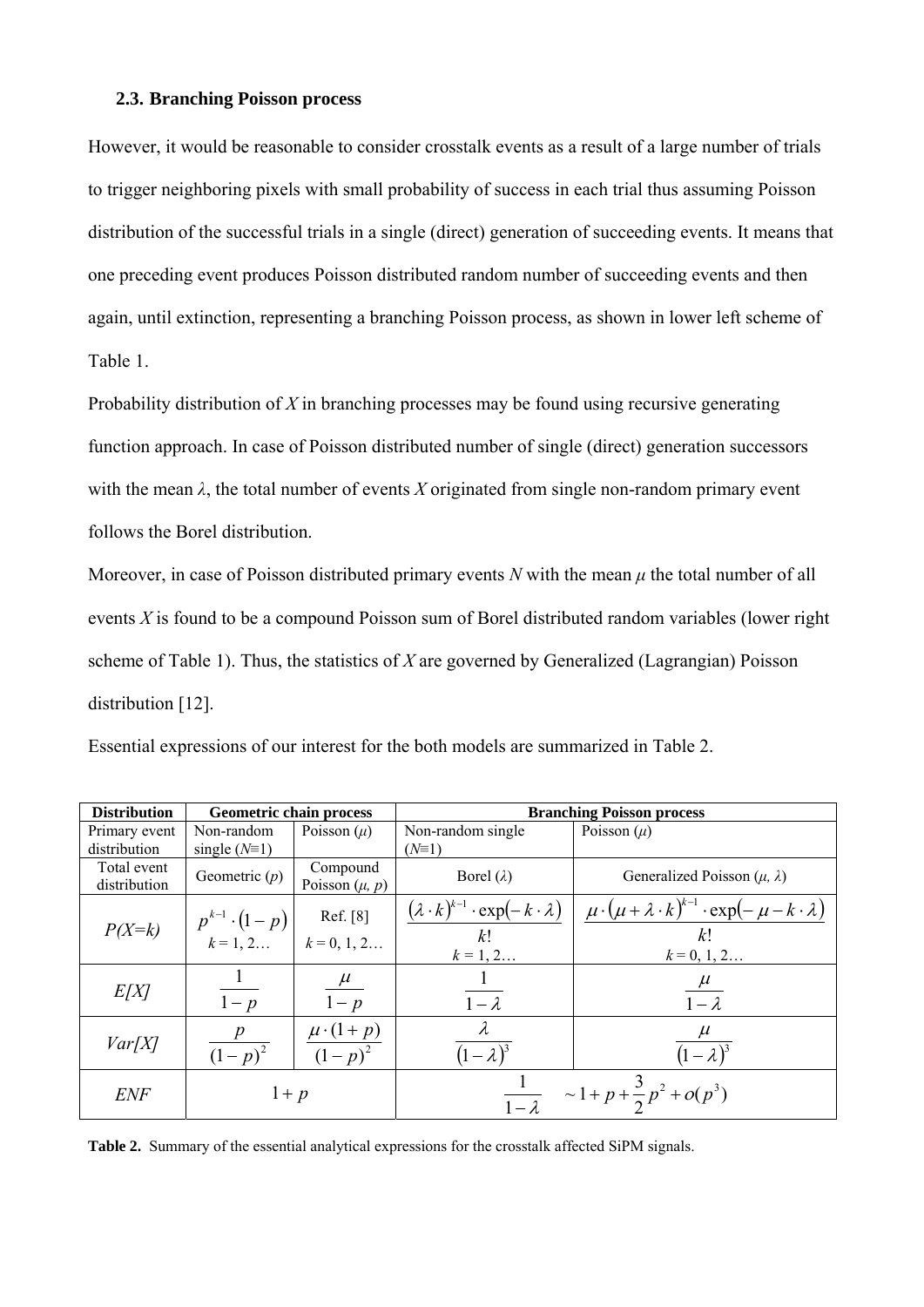### 2.3. Branching Poisson process

However, it would be reasonable to consider crosstalk events as a result of a large number of trials to trigger neighboring pixels with small probability of success in each trial thus assuming Poisson distribution of the successful trials in a single (direct) generation of succeeding events. It means that one preceding event produces Poisson distributed random number of succeeding events and then again, until extinction, representing a branching Poisson process, as shown in lower left scheme of Table 1.

Probability distribution of $X$ in branching processes may be found using recursive generating function approach. In case of Poisson distributed number of single (direct) generation successors with the mean $\lambda$, the total number of events $X$ originated from single non-random primary event follows the Borel distribution.

Moreover, in case of Poisson distributed primary events $N$ with the mean $\mu$ the total number of all events $X$ is found to be a compound Poisson sum of Borel distributed random variables (lower right scheme of Table 1). Thus, the statistics of $X$ are governed by Generalized (Lagrangian) Poisson distribution [12].

Essential expressions of our interest for the both models are summarized in Table 2.

| Distribution | Geometric chain process | | Branching Poisson process | |
|---|---|---|---|---|
| Primary event distribution | Non-random single ($N\equiv1$) | Poisson ($\mu$) | Non-random single ($N\equiv1$) | Poisson ($\mu$) |
| Total event distribution | Geometric ($p$) | Compound Poisson ($\mu$, $p$) | Borel ($\lambda$) | Generalized Poisson ($\mu$, $\lambda$) |
| $P(X=k)$ | $p^{k-1}\cdot(1-p)$ <br> $k = 1, 2\ldots$ | Ref. [8] <br> $k = 0, 1, 2\ldots$ | $\dfrac{(\lambda\cdot k)^{k-1}\cdot\exp(-k\cdot\lambda)}{k!}$ <br> $k = 1, 2\ldots$ | $\dfrac{\mu\cdot(\mu+\lambda\cdot k)^{k-1}\cdot\exp(-\mu-k\cdot\lambda)}{k!}$ <br> $k = 0, 1, 2\ldots$ |
| $E[X]$ | $\dfrac{1}{1-p}$ | $\dfrac{\mu}{1-p}$ | $\dfrac{1}{1-\lambda}$ | $\dfrac{\mu}{1-\lambda}$ |
| $Var[X]$ | $\dfrac{p}{(1-p)^2}$ | $\dfrac{\mu\cdot(1+p)}{(1-p)^2}$ | $\dfrac{\lambda}{(1-\lambda)^3}$ | $\dfrac{\mu}{(1-\lambda)^3}$ |
| $ENF$ | $1+p$ | | $\dfrac{1}{1-\lambda} \quad \sim 1+p+\dfrac{3}{2}p^2+o(p^3)$ | |

**Table 2.** Summary of the essential analytical expressions for the crosstalk affected SiPM signals.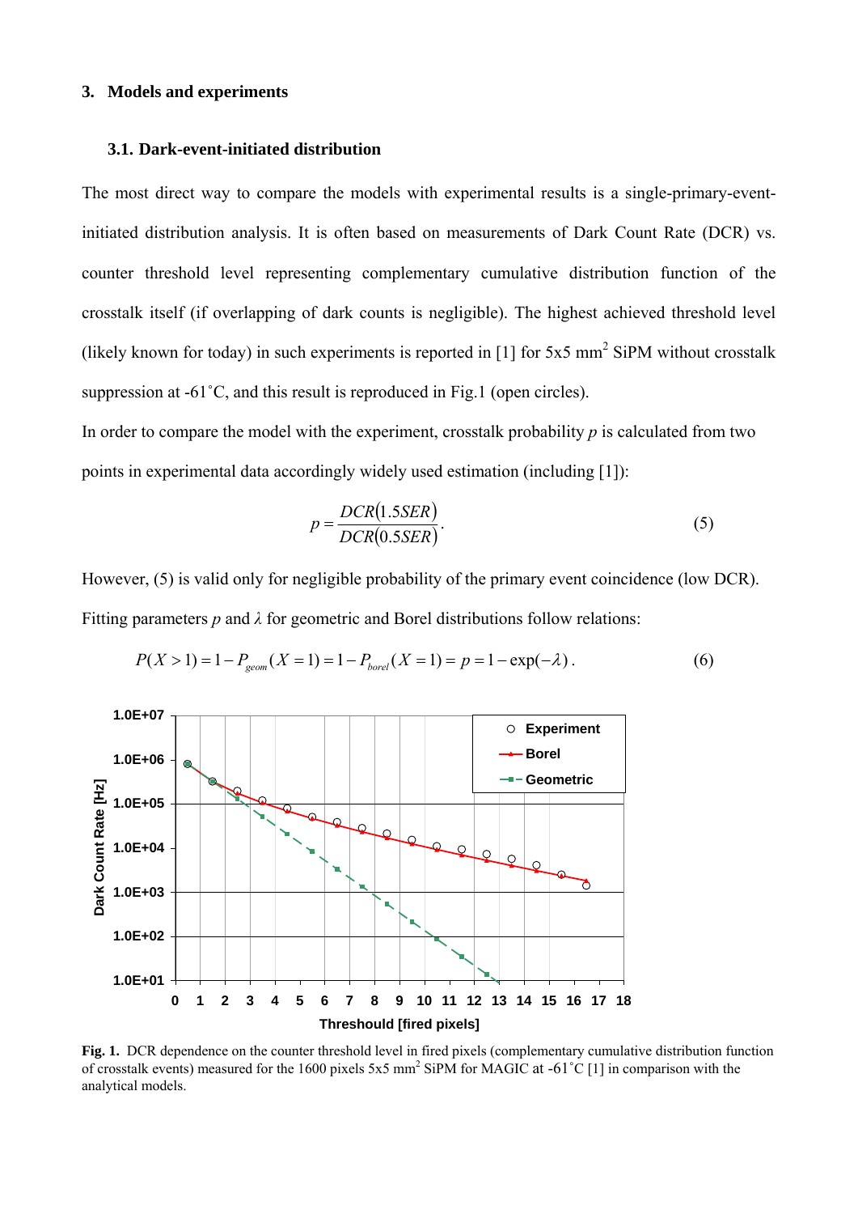## 3. Models and experiments

### 3.1. Dark-event-initiated distribution

The most direct way to compare the models with experimental results is a single-primary-event-initiated distribution analysis. It is often based on measurements of Dark Count Rate (DCR) vs. counter threshold level representing complementary cumulative distribution function of the crosstalk itself (if overlapping of dark counts is negligible). The highest achieved threshold level (likely known for today) in such experiments is reported in [1] for 5x5 mm$^2$ SiPM without crosstalk suppression at -61˚C, and this result is reproduced in Fig.1 (open circles).

In order to compare the model with the experiment, crosstalk probability $p$ is calculated from two points in experimental data accordingly widely used estimation (including [1]):

$$p = \frac{DCR(1.5SER)}{DCR(0.5SER)}. \tag{5}$$

However, (5) is valid only for negligible probability of the primary event coincidence (low DCR). Fitting parameters $p$ and $\lambda$ for geometric and Borel distributions follow relations:

$$P(X>1) = 1 - P_{geom}(X=1) = 1 - P_{borel}(X=1) = p = 1 - \exp(-\lambda). \tag{6}$$

**Fig. 1.** DCR dependence on the counter threshold level in fired pixels (complementary cumulative distribution function of crosstalk events) measured for the 1600 pixels 5x5 mm$^2$ SiPM for MAGIC at -61˚C [1] in comparison with the analytical models.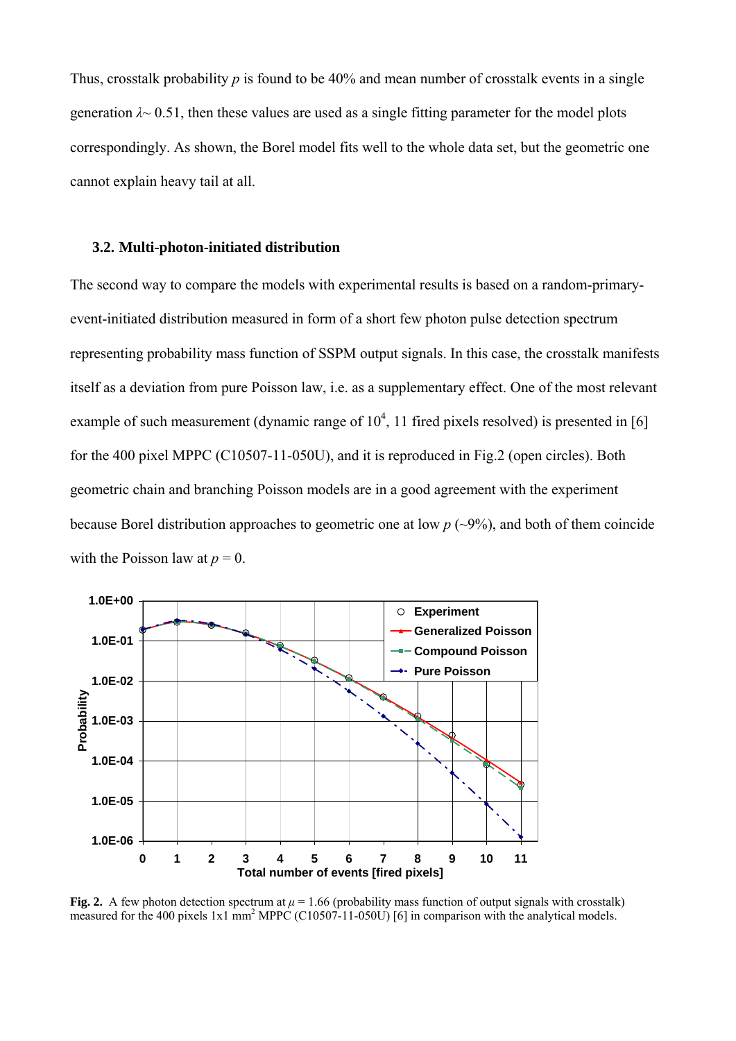Thus, crosstalk probability $p$ is found to be 40% and mean number of crosstalk events in a single generation $\lambda \sim 0.51$, then these values are used as a single fitting parameter for the model plots correspondingly. As shown, the Borel model fits well to the whole data set, but the geometric one cannot explain heavy tail at all.

### 3.2. Multi-photon-initiated distribution

The second way to compare the models with experimental results is based on a random-primary-event-initiated distribution measured in form of a short few photon pulse detection spectrum representing probability mass function of SSPM output signals. In this case, the crosstalk manifests itself as a deviation from pure Poisson law, i.e. as a supplementary effect. One of the most relevant example of such measurement (dynamic range of $10^4$, 11 fired pixels resolved) is presented in [6] for the 400 pixel MPPC (C10507-11-050U), and it is reproduced in Fig.2 (open circles). Both geometric chain and branching Poisson models are in a good agreement with the experiment because Borel distribution approaches to geometric one at low $p$ (~9%), and both of them coincide with the Poisson law at $p = 0$.

**Fig. 2.** A few photon detection spectrum at $\mu = 1.66$ (probability mass function of output signals with crosstalk) measured for the 400 pixels 1x1 mm$^2$ MPPC (C10507-11-050U) [6] in comparison with the analytical models.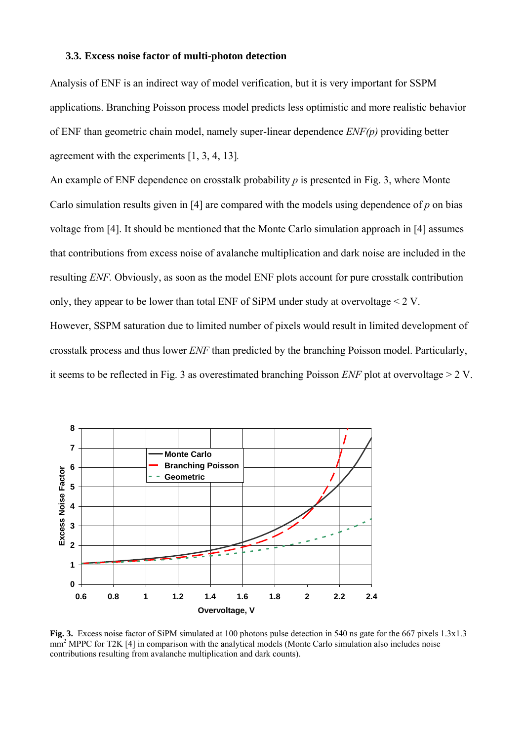### 3.3. Excess noise factor of multi-photon detection

Analysis of ENF is an indirect way of model verification, but it is very important for SSPM applications. Branching Poisson process model predicts less optimistic and more realistic behavior of ENF than geometric chain model, namely super-linear dependence *ENF(p)* providing better agreement with the experiments [1, 3, 4, 13].

An example of ENF dependence on crosstalk probability $p$ is presented in Fig. 3, where Monte Carlo simulation results given in [4] are compared with the models using dependence of $p$ on bias voltage from [4]. It should be mentioned that the Monte Carlo simulation approach in [4] assumes that contributions from excess noise of avalanche multiplication and dark noise are included in the resulting *ENF.* Obviously, as soon as the model ENF plots account for pure crosstalk contribution only, they appear to be lower than total ENF of SiPM under study at overvoltage < 2 V.

However, SSPM saturation due to limited number of pixels would result in limited development of crosstalk process and thus lower *ENF* than predicted by the branching Poisson model. Particularly, it seems to be reflected in Fig. 3 as overestimated branching Poisson *ENF* plot at overvoltage > 2 V.

**Fig. 3.** Excess noise factor of SiPM simulated at 100 photons pulse detection in 540 ns gate for the 667 pixels 1.3x1.3 mm$^2$ MPPC for T2K [4] in comparison with the analytical models (Monte Carlo simulation also includes noise contributions resulting from avalanche multiplication and dark counts).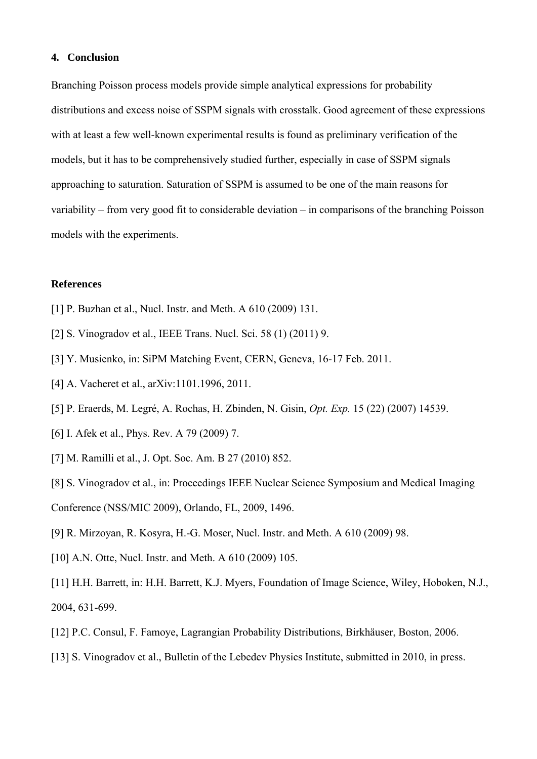## 4. Conclusion

Branching Poisson process models provide simple analytical expressions for probability distributions and excess noise of SSPM signals with crosstalk. Good agreement of these expressions with at least a few well-known experimental results is found as preliminary verification of the models, but it has to be comprehensively studied further, especially in case of SSPM signals approaching to saturation. Saturation of SSPM is assumed to be one of the main reasons for variability – from very good fit to considerable deviation – in comparisons of the branching Poisson models with the experiments.

## References

[1] P. Buzhan et al., Nucl. Instr. and Meth. A 610 (2009) 131.

[2] S. Vinogradov et al., IEEE Trans. Nucl. Sci. 58 (1) (2011) 9.

[3] Y. Musienko, in: SiPM Matching Event, CERN, Geneva, 16-17 Feb. 2011.

[4] A. Vacheret et al., arXiv:1101.1996, 2011.

[5] P. Eraerds, M. Legré, A. Rochas, H. Zbinden, N. Gisin, *Opt. Exp.* 15 (22) (2007) 14539.

[6] I. Afek et al., Phys. Rev. A 79 (2009) 7.

[7] M. Ramilli et al., J. Opt. Soc. Am. B 27 (2010) 852.

[8] S. Vinogradov et al., in: Proceedings IEEE Nuclear Science Symposium and Medical Imaging Conference (NSS/MIC 2009), Orlando, FL, 2009, 1496.

[9] R. Mirzoyan, R. Kosyra, H.-G. Moser, Nucl. Instr. and Meth. A 610 (2009) 98.

[10] A.N. Otte, Nucl. Instr. and Meth. A 610 (2009) 105.

[11] H.H. Barrett, in: H.H. Barrett, K.J. Myers, Foundation of Image Science, Wiley, Hoboken, N.J., 2004, 631-699.

[12] P.C. Consul, F. Famoye, Lagrangian Probability Distributions, Birkhäuser, Boston, 2006.

[13] S. Vinogradov et al., Bulletin of the Lebedev Physics Institute, submitted in 2010, in press.